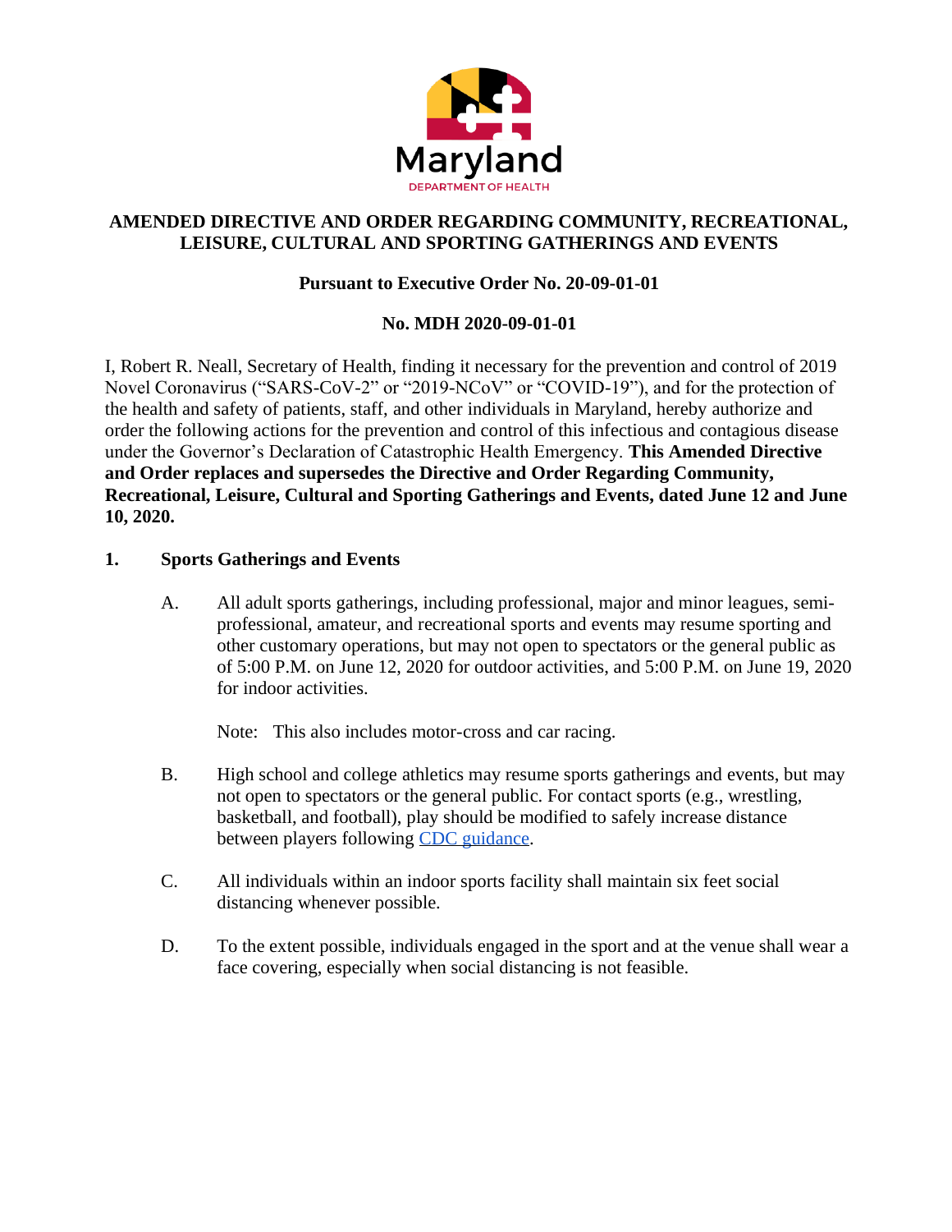Maryland

DEPARTMENT OF HEALTH

## AMENDED DIRECTIVE AND ORDER REGARDING COMMUNITY, RECREATIONAL, LEISURE, CULTURAL AND SPORTING GATHERINGS AND EVENTS

**Pursuant to Executive Order No. 20-09-01-01**

**No. MDH 2020-09-01-01**

I, Robert R. Neall, Secretary of Health, finding it necessary for the prevention and control of 2019 Novel Coronavirus ("SARS-CoV-2" or "2019-NCoV" or "COVID-19"), and for the protection of the health and safety of patients, staff, and other individuals in Maryland, hereby authorize and order the following actions for the prevention and control of this infectious and contagious disease under the Governor's Declaration of Catastrophic Health Emergency. **This Amended Directive and Order replaces and supersedes the Directive and Order Regarding Community, Recreational, Leisure, Cultural and Sporting Gatherings and Events, dated June 12 and June 10, 2020.**

### 1. Sports Gatherings and Events

A. All adult sports gatherings, including professional, major and minor leagues, semi-professional, amateur, and recreational sports and events may resume sporting and other customary operations, but may not open to spectators or the general public as of 5:00 P.M. on June 12, 2020 for outdoor activities, and 5:00 P.M. on June 19, 2020 for indoor activities.

Note: This also includes motor-cross and car racing.

B. High school and college athletics may resume sports gatherings and events, but may not open to spectators or the general public. For contact sports (e.g., wrestling, basketball, and football), play should be modified to safely increase distance between players following CDC guidance.

C. All individuals within an indoor sports facility shall maintain six feet social distancing whenever possible.

D. To the extent possible, individuals engaged in the sport and at the venue shall wear a face covering, especially when social distancing is not feasible.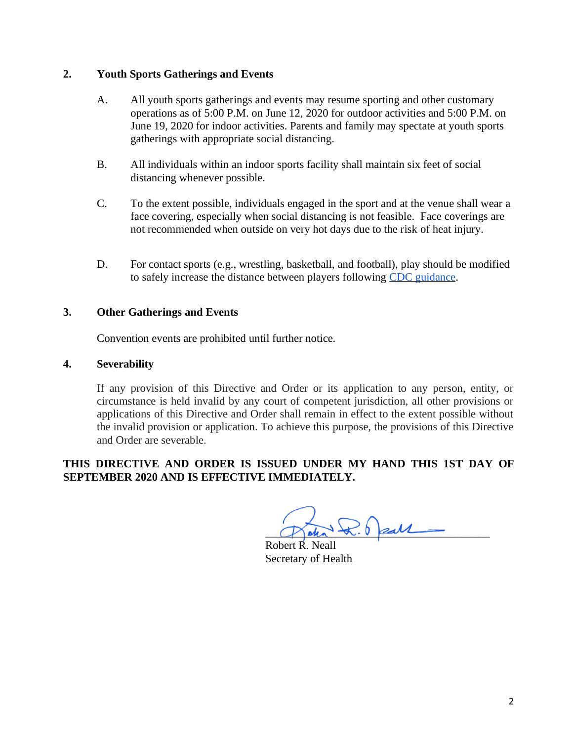## 2. Youth Sports Gatherings and Events

A. All youth sports gatherings and events may resume sporting and other customary operations as of 5:00 P.M. on June 12, 2020 for outdoor activities and 5:00 P.M. on June 19, 2020 for indoor activities. Parents and family may spectate at youth sports gatherings with appropriate social distancing.

B. All individuals within an indoor sports facility shall maintain six feet of social distancing whenever possible.

C. To the extent possible, individuals engaged in the sport and at the venue shall wear a face covering, especially when social distancing is not feasible. Face coverings are not recommended when outside on very hot days due to the risk of heat injury.

D. For contact sports (e.g., wrestling, basketball, and football), play should be modified to safely increase the distance between players following CDC guidance.

## 3. Other Gatherings and Events

Convention events are prohibited until further notice.

## 4. Severability

If any provision of this Directive and Order or its application to any person, entity, or circumstance is held invalid by any court of competent jurisdiction, all other provisions or applications of this Directive and Order shall remain in effect to the extent possible without the invalid provision or application. To achieve this purpose, the provisions of this Directive and Order are severable.

**THIS DIRECTIVE AND ORDER IS ISSUED UNDER MY HAND THIS 1ST DAY OF SEPTEMBER 2020 AND IS EFFECTIVE IMMEDIATELY.**

Robert R. Neall
Secretary of Health